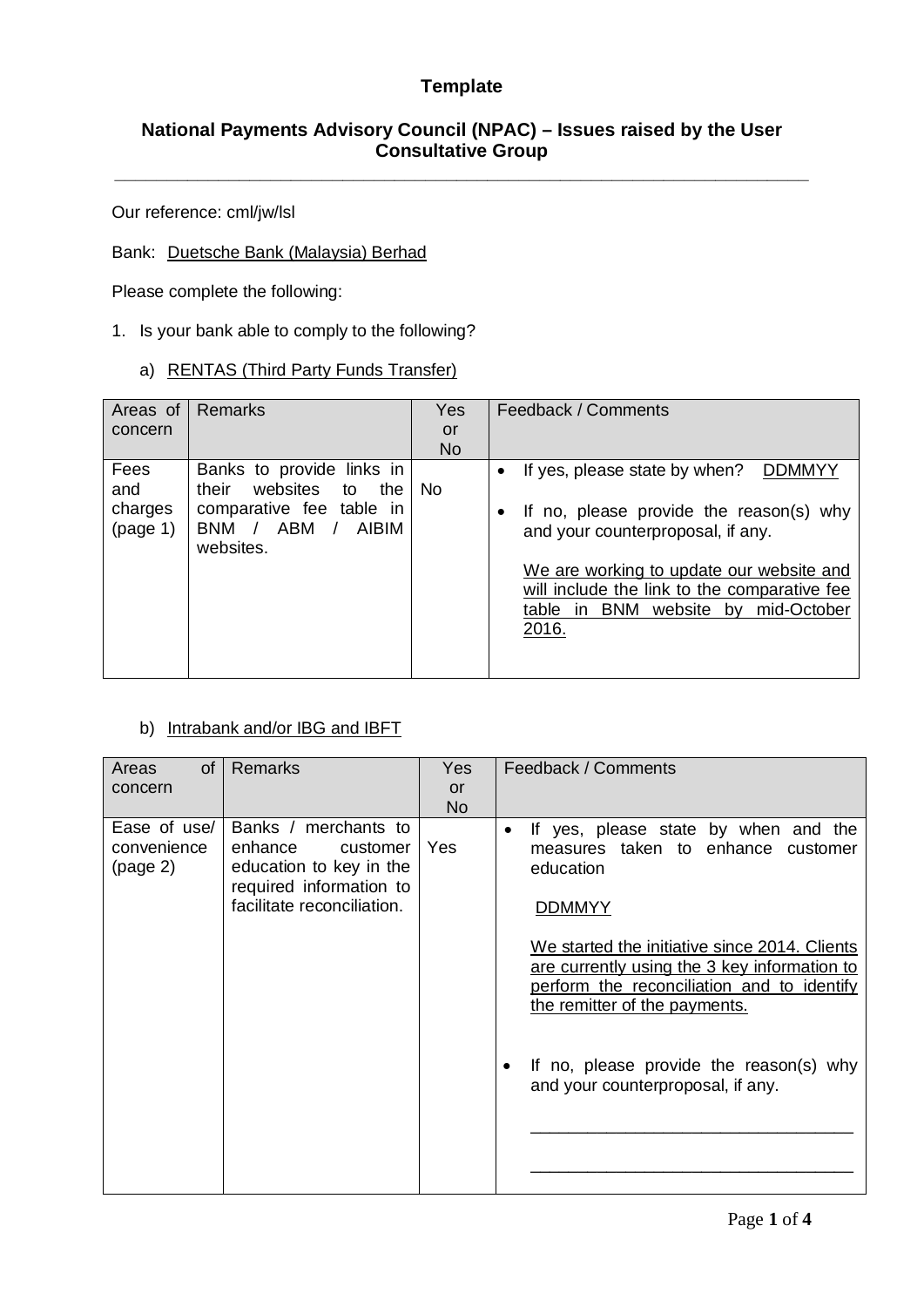**Template**

**National Payments Advisory Council (NPAC) – Issues raised by the User Consultative Group**

---

Our reference: cml/jw/lsl

Bank: Duetsche Bank (Malaysia) Berhad

Please complete the following:

1. Is your bank able to comply to the following?

   a) RENTAS (Third Party Funds Transfer)

| Areas of concern | Remarks | Yes or No | Feedback / Comments |
|---|---|---|---|
| Fees and charges (page 1) | Banks to provide links in their websites to the comparative fee table in BNM / ABM / AIBIM websites. | No | • If yes, please state by when? DDMMYY<br>• If no, please provide the reason(s) why and your counterproposal, if any.<br><br>We are working to update our website and will include the link to the comparative fee table in BNM website by mid-October 2016. |

   b) Intrabank and/or IBG and IBFT

| Areas of concern | Remarks | Yes or No | Feedback / Comments |
|---|---|---|---|
| Ease of use/ convenience (page 2) | Banks / merchants to enhance customer education to key in the required information to facilitate reconciliation. | Yes | • If yes, please state by when and the measures taken to enhance customer education<br><br>DDMMYY<br><br>We started the initiative since 2014. Clients are currently using the 3 key information to perform the reconciliation and to identify the remitter of the payments.<br><br>• If no, please provide the reason(s) why and your counterproposal, if any.<br><br>\_\_\_\_\_\_\_\_\_\_\_\_\_\_\_\_\_\_\_\_\_\_\_\_\_\_\_\_\_\_\_\_<br><br>\_\_\_\_\_\_\_\_\_\_\_\_\_\_\_\_\_\_\_\_\_\_\_\_\_\_\_\_\_\_\_\_ |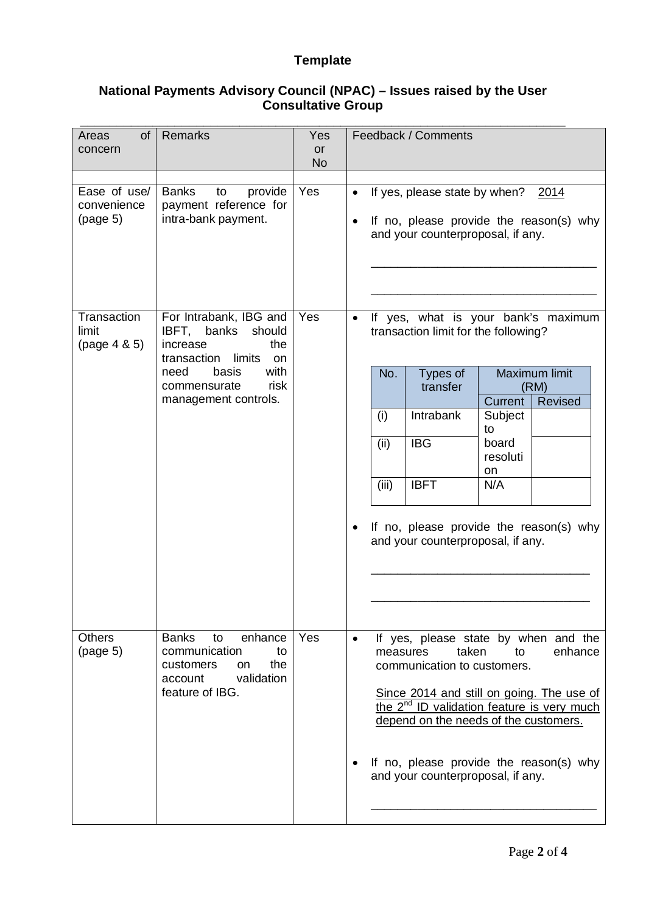# Template

## National Payments Advisory Council (NPAC) – Issues raised by the User Consultative Group

| Areas of concern | Remarks | Yes or No | Feedback / Comments |
|---|---|---|---|
| | | | |
| Ease of use/ convenience (page 5) | Banks to provide payment reference for intra-bank payment. | Yes | • If yes, please state by when? <u>2014</u><br>• If no, please provide the reason(s) why and your counterproposal, if any.<br>\_\_\_\_\_\_\_\_\_\_\_\_\_\_\_\_\_\_\_\_\_\_\_\_\_\_\_\_\_\_\_\_<br>\_\_\_\_\_\_\_\_\_\_\_\_\_\_\_\_\_\_\_\_\_\_\_\_\_\_\_\_\_\_\_\_ |
| Transaction limit (page 4 & 5) | For Intrabank, IBG and IBFT, banks should increase the transaction limits on need basis with commensurate risk management controls. | Yes | • If yes, what is your bank's maximum transaction limit for the following?<br><br>No. \| Types of transfer \| Maximum limit (RM): Current \| Revised<br>(i) \| Intrabank \| Subject to board resolution \|<br>(ii) \| IBG \| (Subject to board resolution) \|<br>(iii) \| IBFT \| N/A \|<br><br>• If no, please provide the reason(s) why and your counterproposal, if any.<br>\_\_\_\_\_\_\_\_\_\_\_\_\_\_\_\_\_\_\_\_\_\_\_\_\_\_\_\_\_\_\_\_<br>\_\_\_\_\_\_\_\_\_\_\_\_\_\_\_\_\_\_\_\_\_\_\_\_\_\_\_\_\_\_\_\_ |
| Others (page 5) | Banks to enhance communication to customers on the account validation feature of IBG. | Yes | • If yes, please state by when and the measures taken to enhance communication to customers.<br><br><u>Since 2014 and still on going. The use of the 2nd ID validation feature is very much depend on the needs of the customers.</u><br><br>• If no, please provide the reason(s) why and your counterproposal, if any.<br>\_\_\_\_\_\_\_\_\_\_\_\_\_\_\_\_\_\_\_\_\_\_\_\_\_\_\_\_\_\_\_\_ |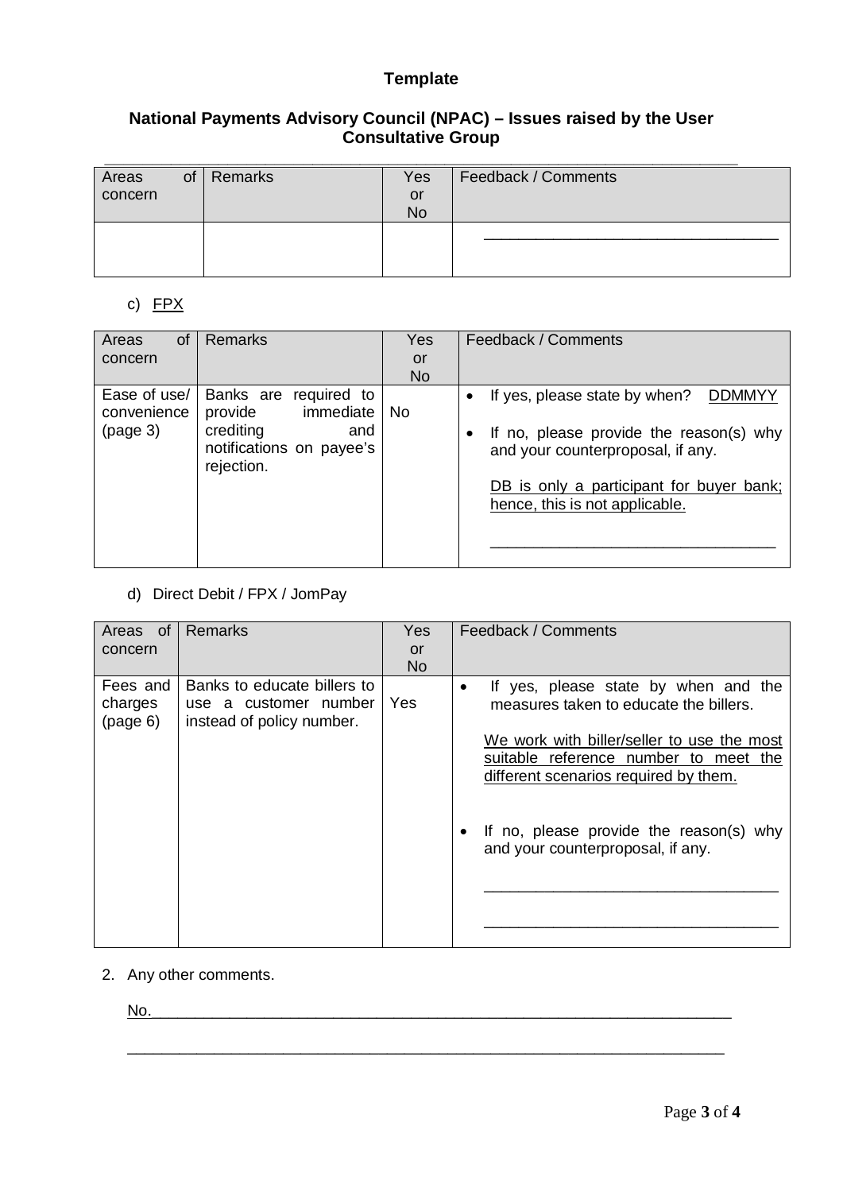**Template**

**National Payments Advisory Council (NPAC) – Issues raised by the User Consultative Group**

| Areas of concern | Remarks | Yes or No | Feedback / Comments |
|---|---|---|---|
| | | | ______________________________ |

c) FPX

| Areas of concern | Remarks | Yes or No | Feedback / Comments |
|---|---|---|---|
| Ease of use/ convenience (page 3) | Banks are required to provide immediate crediting and notifications on payee's rejection. | No | • If yes, please state by when? DDMMYY<br>• If no, please provide the reason(s) why and your counterproposal, if any.<br>DB is only a participant for buyer bank; hence, this is not applicable.<br>______________________________ |

d) Direct Debit / FPX / JomPay

| Areas of concern | Remarks | Yes or No | Feedback / Comments |
|---|---|---|---|
| Fees and charges (page 6) | Banks to educate billers to use a customer number instead of policy number. | Yes | • If yes, please state by when and the measures taken to educate the billers.<br>We work with biller/seller to use the most suitable reference number to meet the different scenarios required by them.<br>• If no, please provide the reason(s) why and your counterproposal, if any.<br>______________________________<br>______________________________ |

2. Any other comments.

No.______________________________________________________________

______________________________________________________________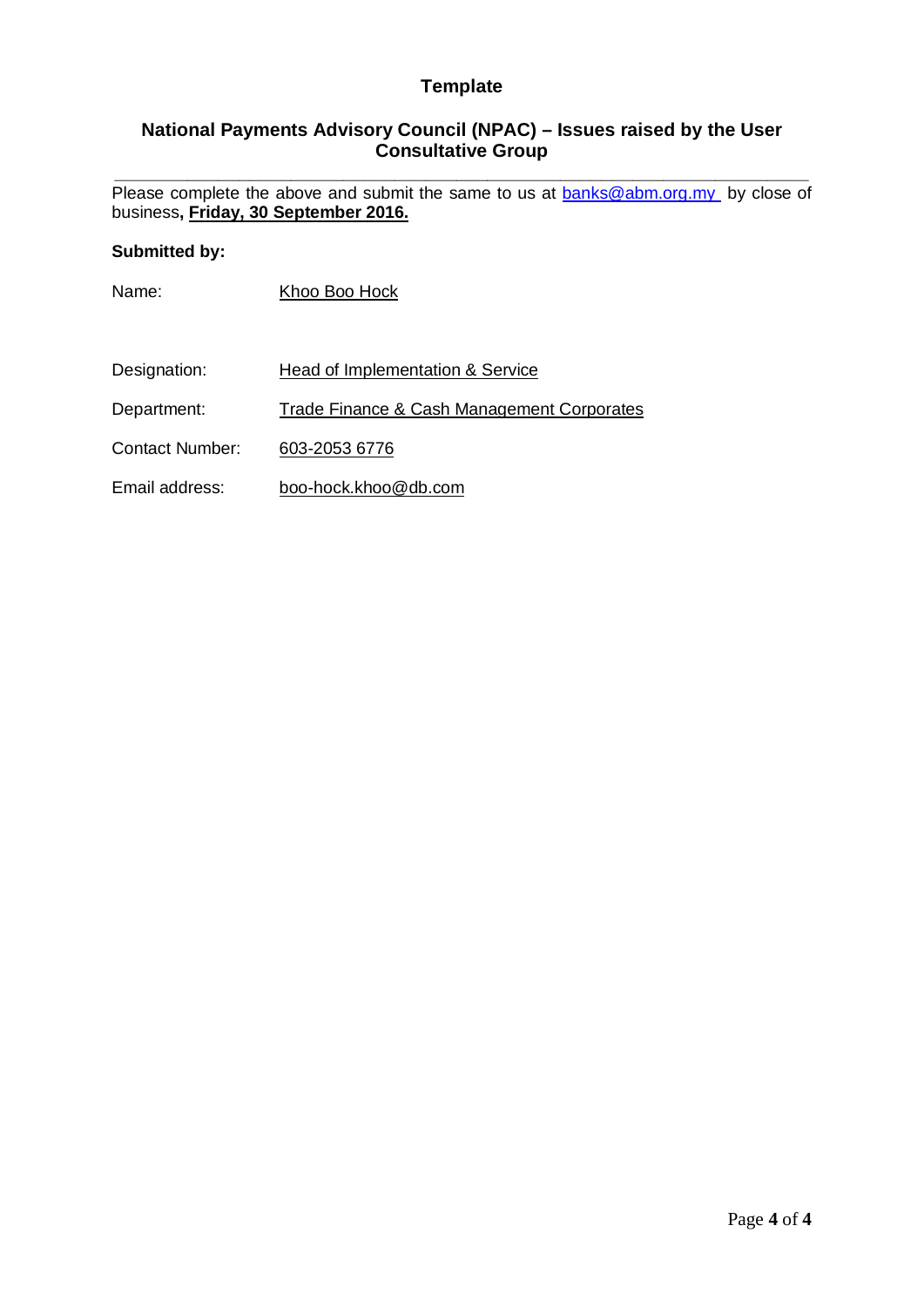## Template

### National Payments Advisory Council (NPAC) – Issues raised by the User Consultative Group

---

Please complete the above and submit the same to us at banks@abm.org.my by close of business, **Friday, 30 September 2016.**

**Submitted by:**

Name: Khoo Boo Hock

Designation: Head of Implementation & Service

Department: Trade Finance & Cash Management Corporates

Contact Number: 603-2053 6776

Email address: boo-hock.khoo@db.com